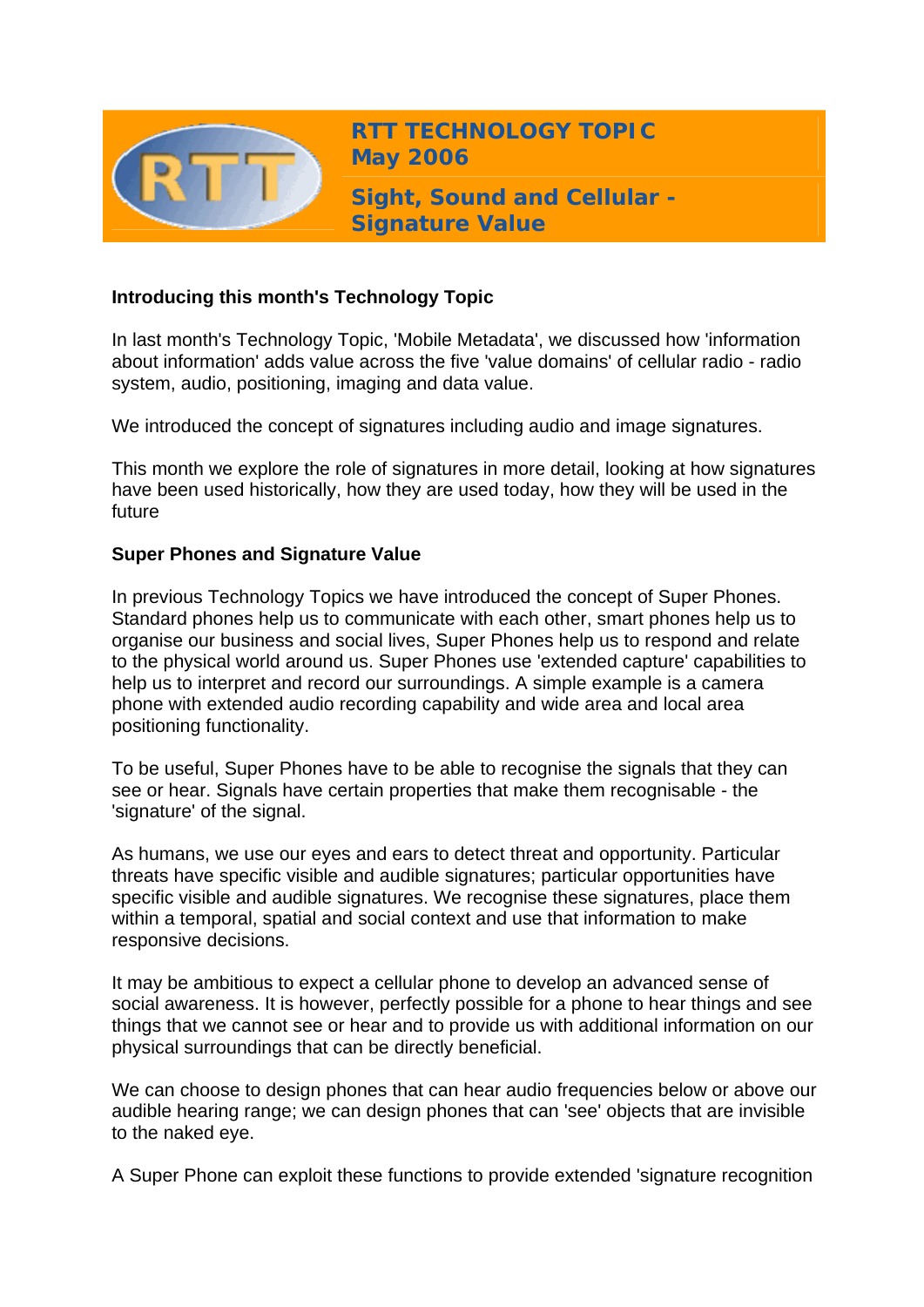# RTT TECHNOLOGY TOPIC May 2006

## Sight, Sound and Cellular - Signature Value

**Introducing this month's Technology Topic**

In last month's Technology Topic, 'Mobile Metadata', we discussed how 'information about information' adds value across the five 'value domains' of cellular radio - radio system, audio, positioning, imaging and data value.

We introduced the concept of signatures including audio and image signatures.

This month we explore the role of signatures in more detail, looking at how signatures have been used historically, how they are used today, how they will be used in the future

**Super Phones and Signature Value**

In previous Technology Topics we have introduced the concept of Super Phones. Standard phones help us to communicate with each other, smart phones help us to organise our business and social lives, Super Phones help us to respond and relate to the physical world around us. Super Phones use 'extended capture' capabilities to help us to interpret and record our surroundings. A simple example is a camera phone with extended audio recording capability and wide area and local area positioning functionality.

To be useful, Super Phones have to be able to recognise the signals that they can see or hear. Signals have certain properties that make them recognisable - the 'signature' of the signal.

As humans, we use our eyes and ears to detect threat and opportunity. Particular threats have specific visible and audible signatures; particular opportunities have specific visible and audible signatures. We recognise these signatures, place them within a temporal, spatial and social context and use that information to make responsive decisions.

It may be ambitious to expect a cellular phone to develop an advanced sense of social awareness. It is however, perfectly possible for a phone to hear things and see things that we cannot see or hear and to provide us with additional information on our physical surroundings that can be directly beneficial.

We can choose to design phones that can hear audio frequencies below or above our audible hearing range; we can design phones that can 'see' objects that are invisible to the naked eye.

A Super Phone can exploit these functions to provide extended 'signature recognition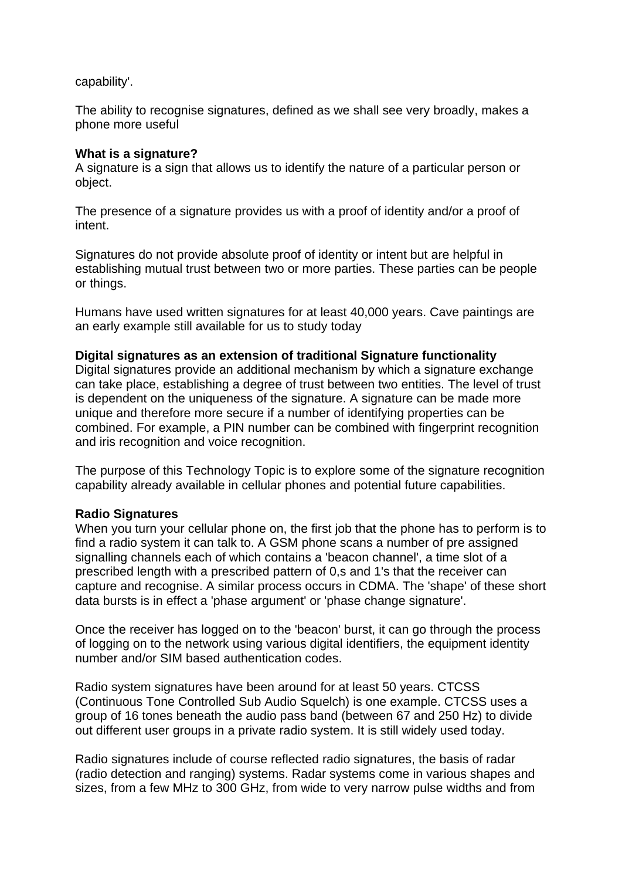capability'.

The ability to recognise signatures, defined as we shall see very broadly, makes a phone more useful

**What is a signature?**
A signature is a sign that allows us to identify the nature of a particular person or object.

The presence of a signature provides us with a proof of identity and/or a proof of intent.

Signatures do not provide absolute proof of identity or intent but are helpful in establishing mutual trust between two or more parties. These parties can be people or things.

Humans have used written signatures for at least 40,000 years. Cave paintings are an early example still available for us to study today

**Digital signatures as an extension of traditional Signature functionality**
Digital signatures provide an additional mechanism by which a signature exchange can take place, establishing a degree of trust between two entities. The level of trust is dependent on the uniqueness of the signature. A signature can be made more unique and therefore more secure if a number of identifying properties can be combined. For example, a PIN number can be combined with fingerprint recognition and iris recognition and voice recognition.

The purpose of this Technology Topic is to explore some of the signature recognition capability already available in cellular phones and potential future capabilities.

**Radio Signatures**
When you turn your cellular phone on, the first job that the phone has to perform is to find a radio system it can talk to. A GSM phone scans a number of pre assigned signalling channels each of which contains a 'beacon channel', a time slot of a prescribed length with a prescribed pattern of 0,s and 1's that the receiver can capture and recognise. A similar process occurs in CDMA. The 'shape' of these short data bursts is in effect a 'phase argument' or 'phase change signature'.

Once the receiver has logged on to the 'beacon' burst, it can go through the process of logging on to the network using various digital identifiers, the equipment identity number and/or SIM based authentication codes.

Radio system signatures have been around for at least 50 years. CTCSS (Continuous Tone Controlled Sub Audio Squelch) is one example. CTCSS uses a group of 16 tones beneath the audio pass band (between 67 and 250 Hz) to divide out different user groups in a private radio system. It is still widely used today.

Radio signatures include of course reflected radio signatures, the basis of radar (radio detection and ranging) systems. Radar systems come in various shapes and sizes, from a few MHz to 300 GHz, from wide to very narrow pulse widths and from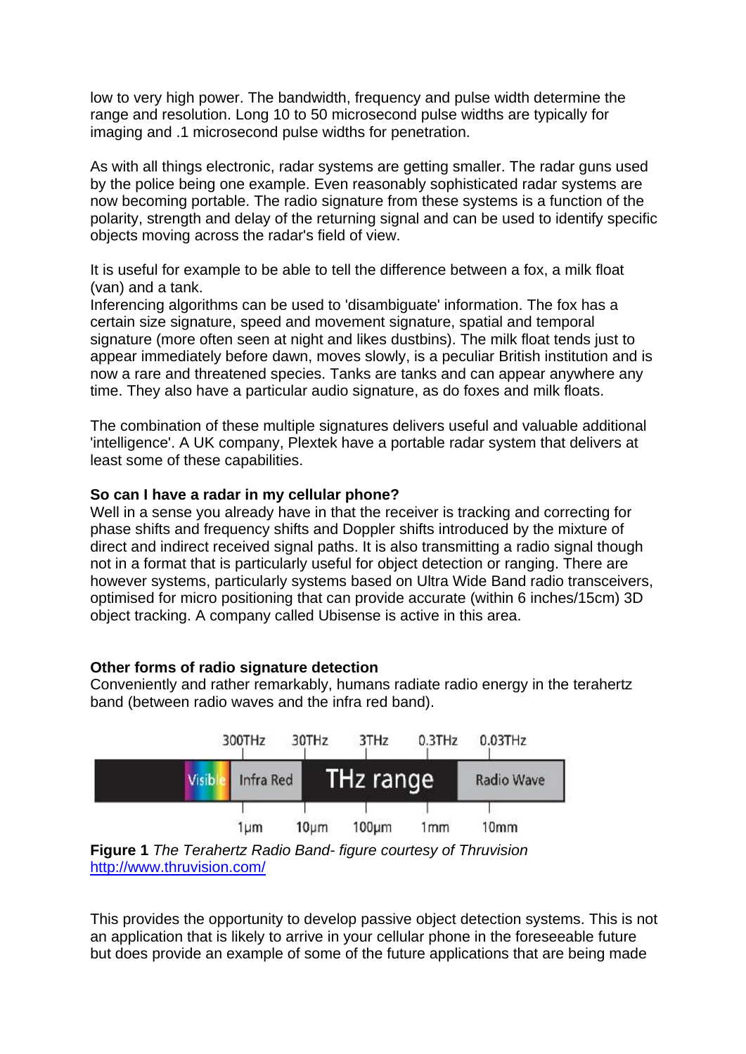low to very high power. The bandwidth, frequency and pulse width determine the range and resolution. Long 10 to 50 microsecond pulse widths are typically for imaging and .1 microsecond pulse widths for penetration.

As with all things electronic, radar systems are getting smaller. The radar guns used by the police being one example. Even reasonably sophisticated radar systems are now becoming portable. The radio signature from these systems is a function of the polarity, strength and delay of the returning signal and can be used to identify specific objects moving across the radar's field of view.

It is useful for example to be able to tell the difference between a fox, a milk float (van) and a tank.
Inferencing algorithms can be used to 'disambiguate' information. The fox has a certain size signature, speed and movement signature, spatial and temporal signature (more often seen at night and likes dustbins). The milk float tends just to appear immediately before dawn, moves slowly, is a peculiar British institution and is now a rare and threatened species. Tanks are tanks and can appear anywhere any time. They also have a particular audio signature, as do foxes and milk floats.

The combination of these multiple signatures delivers useful and valuable additional 'intelligence'. A UK company, Plextek have a portable radar system that delivers at least some of these capabilities.

**So can I have a radar in my cellular phone?**
Well in a sense you already have in that the receiver is tracking and correcting for phase shifts and frequency shifts and Doppler shifts introduced by the mixture of direct and indirect received signal paths. It is also transmitting a radio signal though not in a format that is particularly useful for object detection or ranging. There are however systems, particularly systems based on Ultra Wide Band radio transceivers, optimised for micro positioning that can provide accurate (within 6 inches/15cm) 3D object tracking. A company called Ubisense is active in this area.

**Other forms of radio signature detection**
Conveniently and rather remarkably, humans radiate radio energy in the terahertz band (between radio waves and the infra red band).

| | 300THz | 30THz | 3THz | 0.3THz | 0.03THz |
|---|---|---|---|---|---|
| Visible | Infra Red | | THz range | | Radio Wave |
| | 1μm | 10μm | 100μm | 1mm | 10mm |

**Figure 1** *The Terahertz Radio Band- figure courtesy of Thruvision* http://www.thruvision.com/

This provides the opportunity to develop passive object detection systems. This is not an application that is likely to arrive in your cellular phone in the foreseeable future but does provide an example of some of the future applications that are being made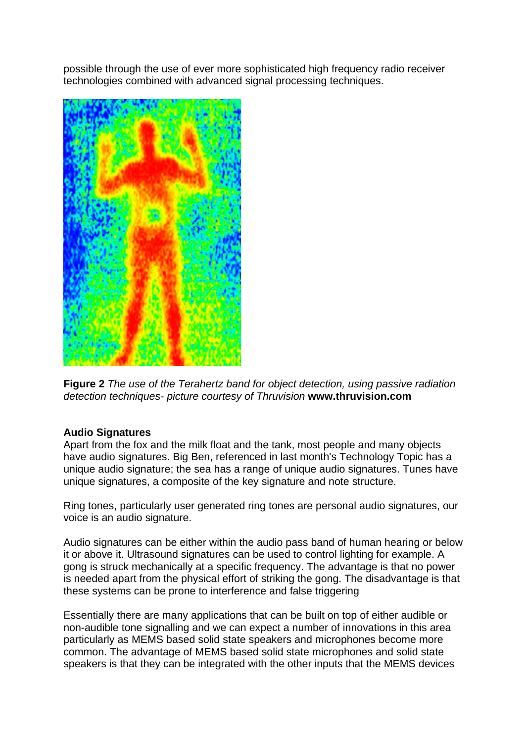possible through the use of ever more sophisticated high frequency radio receiver technologies combined with advanced signal processing techniques.

**Figure 2** *The use of the Terahertz band for object detection, using passive radiation detection techniques- picture courtesy of Thruvision* **www.thruvision.com**

**Audio Signatures**

Apart from the fox and the milk float and the tank, most people and many objects have audio signatures. Big Ben, referenced in last month's Technology Topic has a unique audio signature; the sea has a range of unique audio signatures. Tunes have unique signatures, a composite of the key signature and note structure.

Ring tones, particularly user generated ring tones are personal audio signatures, our voice is an audio signature.

Audio signatures can be either within the audio pass band of human hearing or below it or above it. Ultrasound signatures can be used to control lighting for example. A gong is struck mechanically at a specific frequency. The advantage is that no power is needed apart from the physical effort of striking the gong. The disadvantage is that these systems can be prone to interference and false triggering

Essentially there are many applications that can be built on top of either audible or non-audible tone signalling and we can expect a number of innovations in this area particularly as MEMS based solid state speakers and microphones become more common. The advantage of MEMS based solid state microphones and solid state speakers is that they can be integrated with the other inputs that the MEMS devices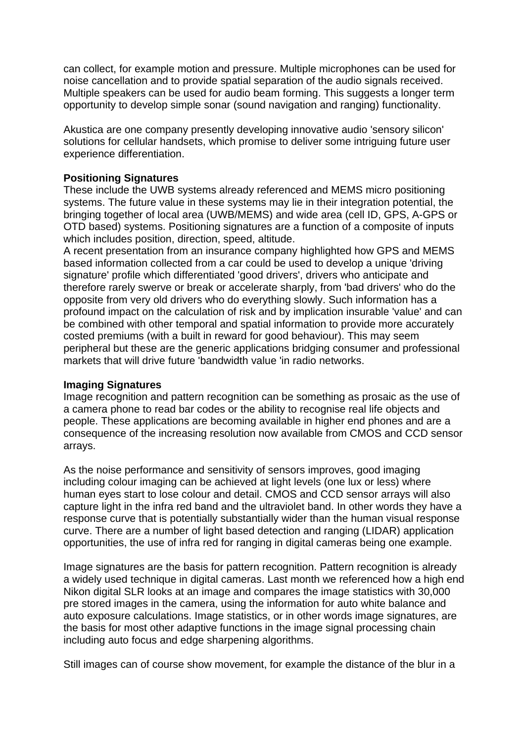can collect, for example motion and pressure. Multiple microphones can be used for noise cancellation and to provide spatial separation of the audio signals received. Multiple speakers can be used for audio beam forming. This suggests a longer term opportunity to develop simple sonar (sound navigation and ranging) functionality.

Akustica are one company presently developing innovative audio 'sensory silicon' solutions for cellular handsets, which promise to deliver some intriguing future user experience differentiation.

**Positioning Signatures**

These include the UWB systems already referenced and MEMS micro positioning systems. The future value in these systems may lie in their integration potential, the bringing together of local area (UWB/MEMS) and wide area (cell ID, GPS, A-GPS or OTD based) systems. Positioning signatures are a function of a composite of inputs which includes position, direction, speed, altitude.

A recent presentation from an insurance company highlighted how GPS and MEMS based information collected from a car could be used to develop a unique 'driving signature' profile which differentiated 'good drivers', drivers who anticipate and therefore rarely swerve or break or accelerate sharply, from 'bad drivers' who do the opposite from very old drivers who do everything slowly. Such information has a profound impact on the calculation of risk and by implication insurable 'value' and can be combined with other temporal and spatial information to provide more accurately costed premiums (with a built in reward for good behaviour). This may seem peripheral but these are the generic applications bridging consumer and professional markets that will drive future 'bandwidth value 'in radio networks.

**Imaging Signatures**

Image recognition and pattern recognition can be something as prosaic as the use of a camera phone to read bar codes or the ability to recognise real life objects and people. These applications are becoming available in higher end phones and are a consequence of the increasing resolution now available from CMOS and CCD sensor arrays.

As the noise performance and sensitivity of sensors improves, good imaging including colour imaging can be achieved at light levels (one lux or less) where human eyes start to lose colour and detail. CMOS and CCD sensor arrays will also capture light in the infra red band and the ultraviolet band. In other words they have a response curve that is potentially substantially wider than the human visual response curve. There are a number of light based detection and ranging (LIDAR) application opportunities, the use of infra red for ranging in digital cameras being one example.

Image signatures are the basis for pattern recognition. Pattern recognition is already a widely used technique in digital cameras. Last month we referenced how a high end Nikon digital SLR looks at an image and compares the image statistics with 30,000 pre stored images in the camera, using the information for auto white balance and auto exposure calculations. Image statistics, or in other words image signatures, are the basis for most other adaptive functions in the image signal processing chain including auto focus and edge sharpening algorithms.

Still images can of course show movement, for example the distance of the blur in a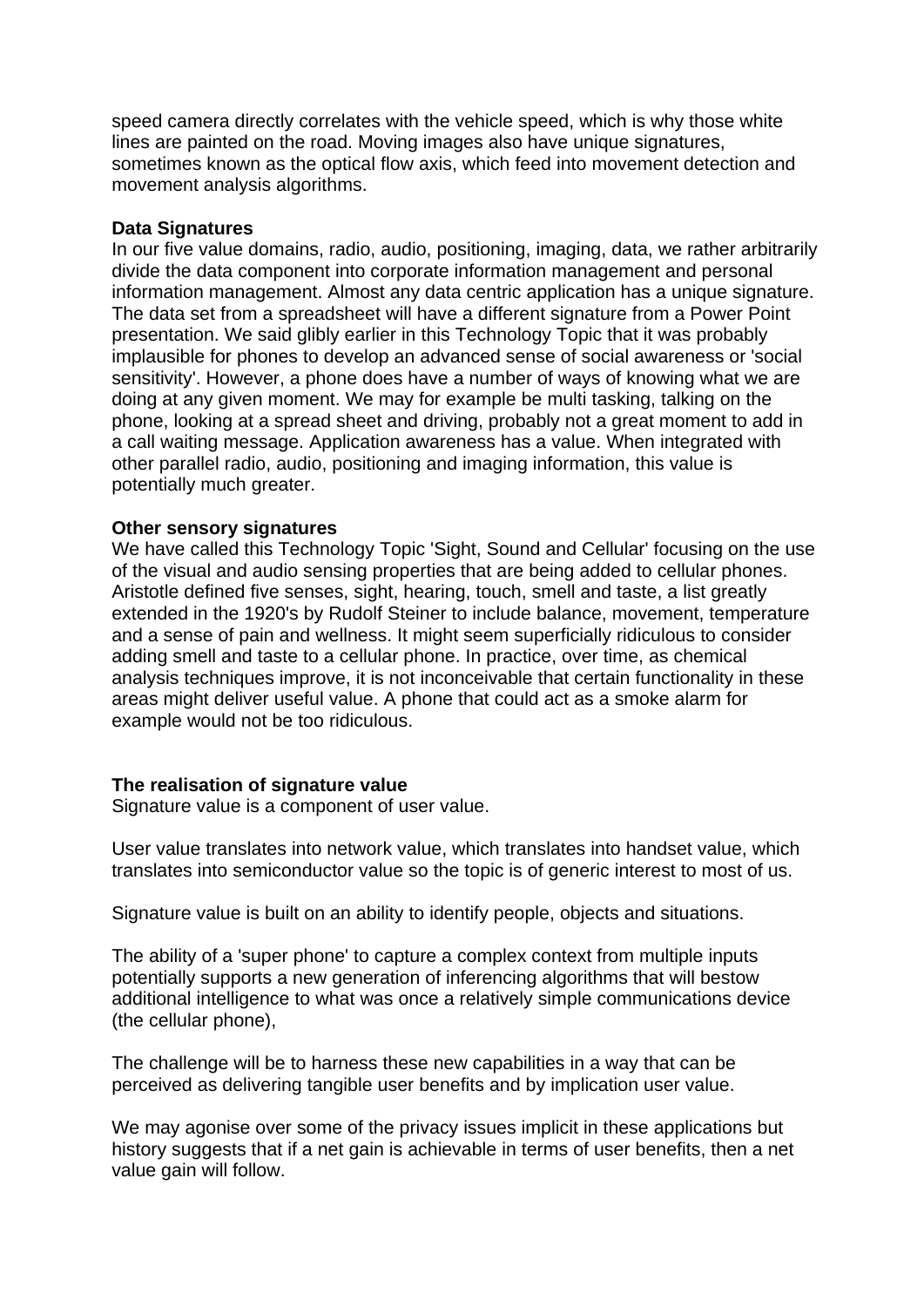speed camera directly correlates with the vehicle speed, which is why those white lines are painted on the road. Moving images also have unique signatures, sometimes known as the optical flow axis, which feed into movement detection and movement analysis algorithms.

**Data Signatures**
In our five value domains, radio, audio, positioning, imaging, data, we rather arbitrarily divide the data component into corporate information management and personal information management. Almost any data centric application has a unique signature. The data set from a spreadsheet will have a different signature from a Power Point presentation. We said glibly earlier in this Technology Topic that it was probably implausible for phones to develop an advanced sense of social awareness or 'social sensitivity'. However, a phone does have a number of ways of knowing what we are doing at any given moment. We may for example be multi tasking, talking on the phone, looking at a spread sheet and driving, probably not a great moment to add in a call waiting message. Application awareness has a value. When integrated with other parallel radio, audio, positioning and imaging information, this value is potentially much greater.

**Other sensory signatures**
We have called this Technology Topic 'Sight, Sound and Cellular' focusing on the use of the visual and audio sensing properties that are being added to cellular phones. Aristotle defined five senses, sight, hearing, touch, smell and taste, a list greatly extended in the 1920's by Rudolf Steiner to include balance, movement, temperature and a sense of pain and wellness. It might seem superficially ridiculous to consider adding smell and taste to a cellular phone. In practice, over time, as chemical analysis techniques improve, it is not inconceivable that certain functionality in these areas might deliver useful value. A phone that could act as a smoke alarm for example would not be too ridiculous.

**The realisation of signature value**
Signature value is a component of user value.

User value translates into network value, which translates into handset value, which translates into semiconductor value so the topic is of generic interest to most of us.

Signature value is built on an ability to identify people, objects and situations.

The ability of a 'super phone' to capture a complex context from multiple inputs potentially supports a new generation of inferencing algorithms that will bestow additional intelligence to what was once a relatively simple communications device (the cellular phone),

The challenge will be to harness these new capabilities in a way that can be perceived as delivering tangible user benefits and by implication user value.

We may agonise over some of the privacy issues implicit in these applications but history suggests that if a net gain is achievable in terms of user benefits, then a net value gain will follow.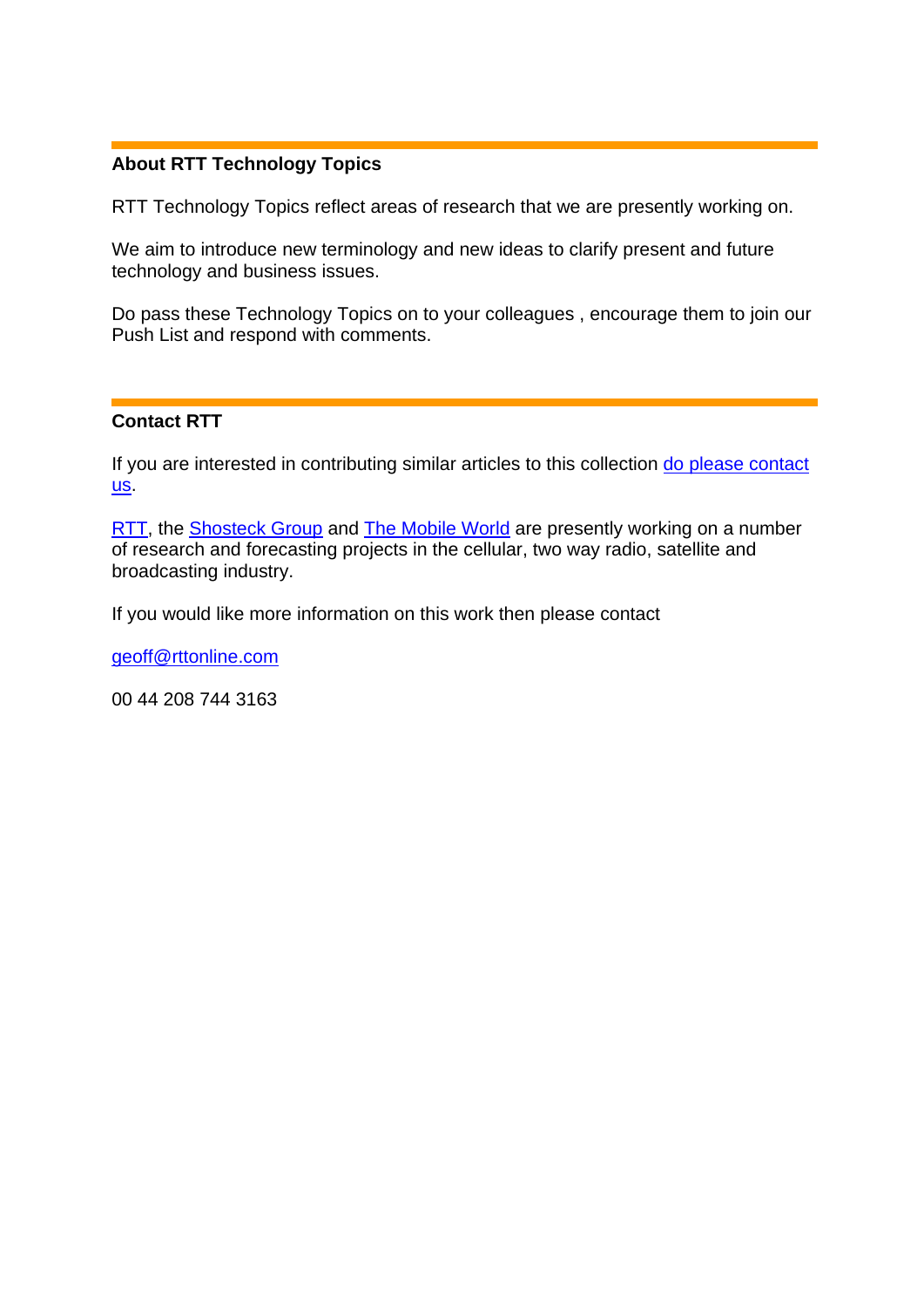## About RTT Technology Topics

RTT Technology Topics reflect areas of research that we are presently working on.

We aim to introduce new terminology and new ideas to clarify present and future technology and business issues.

Do pass these Technology Topics on to your colleagues , encourage them to join our Push List and respond with comments.

## Contact RTT

If you are interested in contributing similar articles to this collection do please contact us.

RTT, the Shosteck Group and The Mobile World are presently working on a number of research and forecasting projects in the cellular, two way radio, satellite and broadcasting industry.

If you would like more information on this work then please contact

geoff@rttonline.com

00 44 208 744 3163